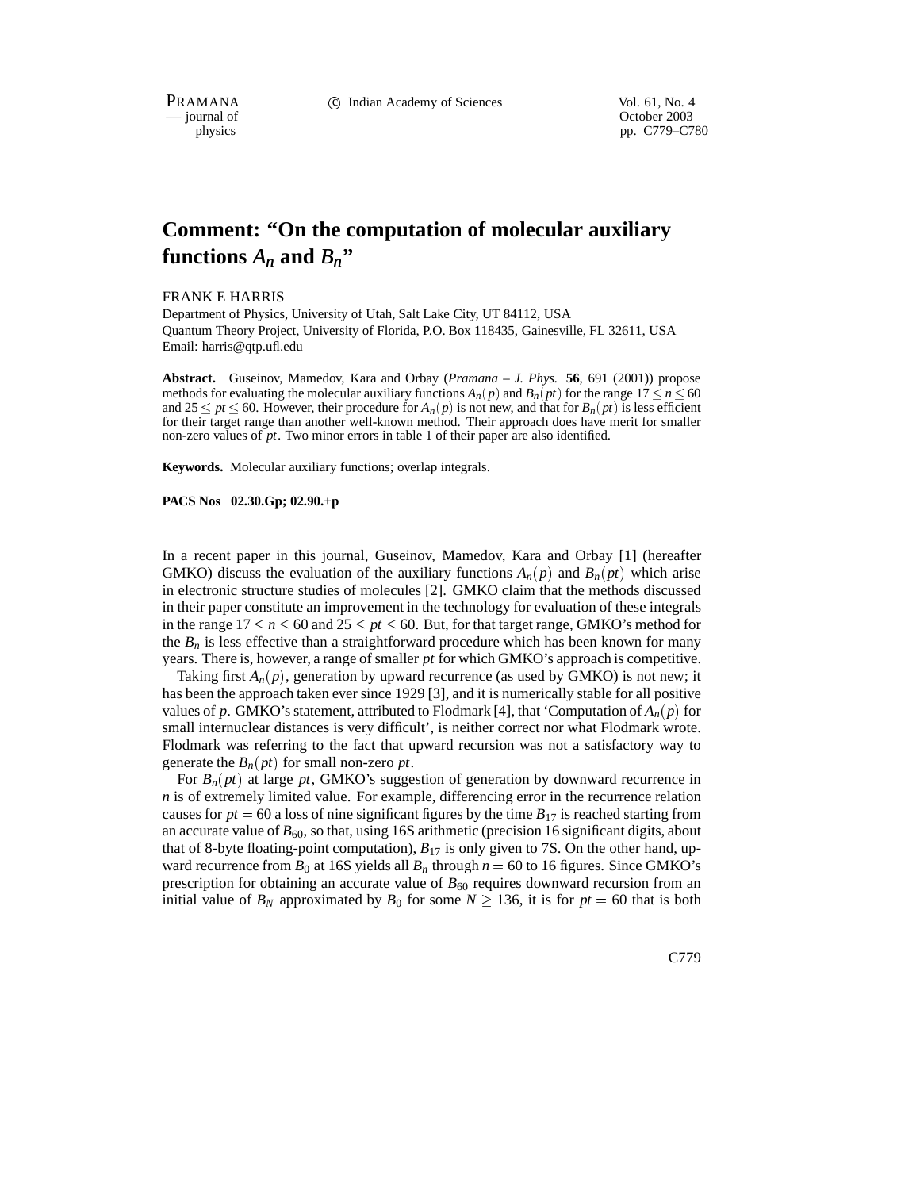# Comment: "On the computation of molecular auxiliary functions $A_n$ and $B_n$"

FRANK E HARRIS

Department of Physics, University of Utah, Salt Lake City, UT 84112, USA
Quantum Theory Project, University of Florida, P.O. Box 118435, Gainesville, FL 32611, USA
Email: harris@qtp.ufl.edu

**Abstract.** Guseinov, Mamedov, Kara and Orbay (*Pramana – J. Phys.* **56**, 691 (2001)) propose methods for evaluating the molecular auxiliary functions $A_n(p)$ and $B_n(pt)$ for the range $17 \leq n \leq 60$ and $25 \leq pt \leq 60$. However, their procedure for $A_n(p)$ is not new, and that for $B_n(pt)$ is less efficient for their target range than another well-known method. Their approach does have merit for smaller non-zero values of $pt$. Two minor errors in table 1 of their paper are also identified.

**Keywords.** Molecular auxiliary functions; overlap integrals.

**PACS Nos 02.30.Gp; 02.90.+p**

In a recent paper in this journal, Guseinov, Mamedov, Kara and Orbay [1] (hereafter GMKO) discuss the evaluation of the auxiliary functions $A_n(p)$ and $B_n(pt)$ which arise in electronic structure studies of molecules [2]. GMKO claim that the methods discussed in their paper constitute an improvement in the technology for evaluation of these integrals in the range $17 \leq n \leq 60$ and $25 \leq pt \leq 60$. But, for that target range, GMKO's method for the $B_n$ is less effective than a straightforward procedure which has been known for many years. There is, however, a range of smaller $pt$ for which GMKO's approach is competitive.

Taking first $A_n(p)$, generation by upward recurrence (as used by GMKO) is not new; it has been the approach taken ever since 1929 [3], and it is numerically stable for all positive values of $p$. GMKO's statement, attributed to Flodmark [4], that 'Computation of $A_n(p)$ for small internuclear distances is very difficult', is neither correct nor what Flodmark wrote. Flodmark was referring to the fact that upward recursion was not a satisfactory way to generate the $B_n(pt)$ for small non-zero $pt$.

For $B_n(pt)$ at large $pt$, GMKO's suggestion of generation by downward recurrence in $n$ is of extremely limited value. For example, differencing error in the recurrence relation causes for $pt = 60$ a loss of nine significant figures by the time $B_{17}$ is reached starting from an accurate value of $B_{60}$, so that, using 16S arithmetic (precision 16 significant digits, about that of 8-byte floating-point computation), $B_{17}$ is only given to 7S. On the other hand, upward recurrence from $B_0$ at 16S yields all $B_n$ through $n = 60$ to 16 figures. Since GMKO's prescription for obtaining an accurate value of $B_{60}$ requires downward recursion from an initial value of $B_N$ approximated by $B_0$ for some $N \geq 136$, it is for $pt = 60$ that is both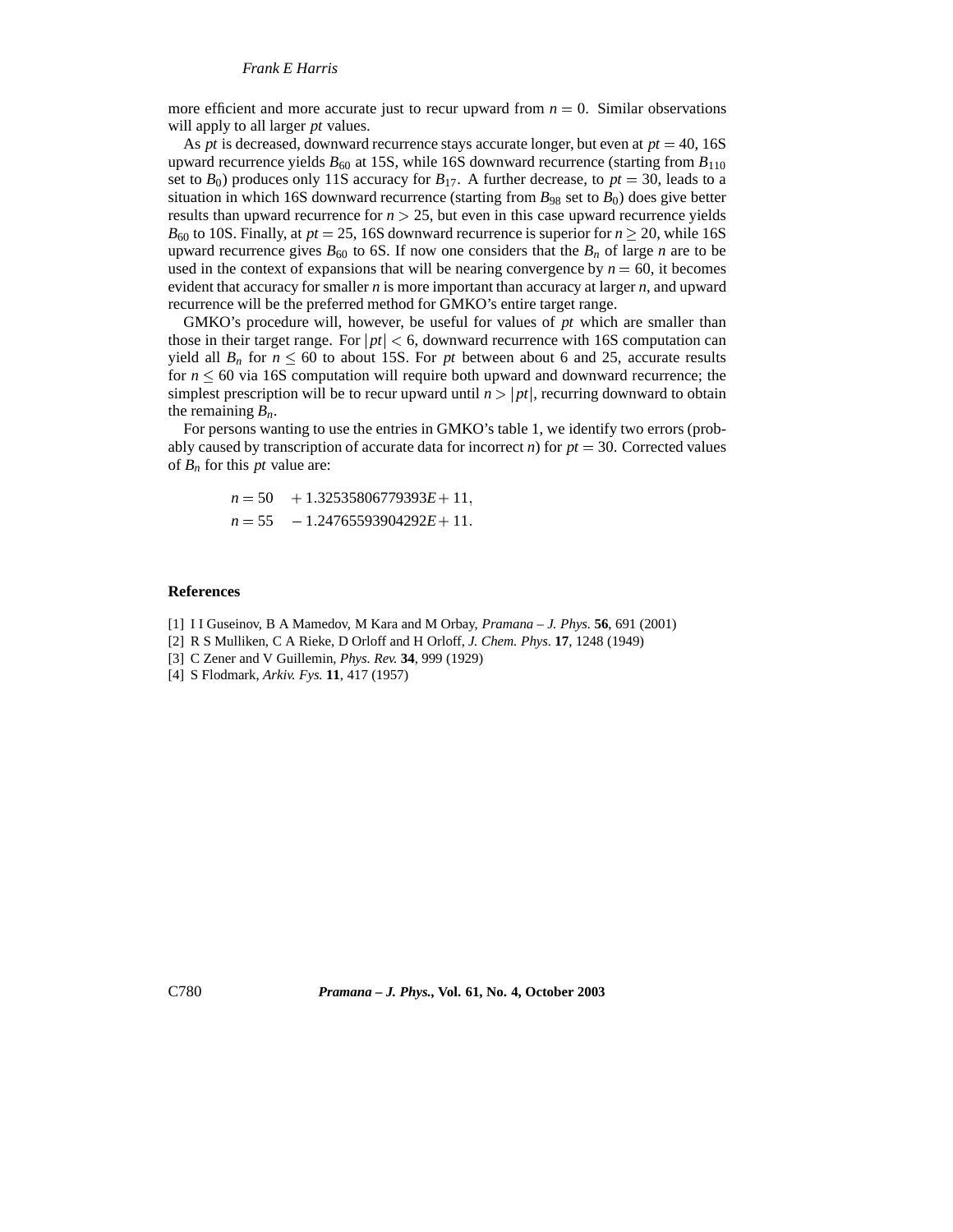more efficient and more accurate just to recur upward from $n = 0$. Similar observations will apply to all larger $pt$ values.

As $pt$ is decreased, downward recurrence stays accurate longer, but even at $pt = 40$, 16S upward recurrence yields $B_{60}$ at 15S, while 16S downward recurrence (starting from $B_{110}$ set to $B_0$) produces only 11S accuracy for $B_{17}$. A further decrease, to $pt = 30$, leads to a situation in which 16S downward recurrence (starting from $B_{98}$ set to $B_0$) does give better results than upward recurrence for $n > 25$, but even in this case upward recurrence yields $B_{60}$ to 10S. Finally, at $pt = 25$, 16S downward recurrence is superior for $n \geq 20$, while 16S upward recurrence gives $B_{60}$ to 6S. If now one considers that the $B_n$ of large $n$ are to be used in the context of expansions that will be nearing convergence by $n = 60$, it becomes evident that accuracy for smaller $n$ is more important than accuracy at larger $n$, and upward recurrence will be the preferred method for GMKO's entire target range.

GMKO's procedure will, however, be useful for values of $pt$ which are smaller than those in their target range. For $|pt| < 6$, downward recurrence with 16S computation can yield all $B_n$ for $n \leq 60$ to about 15S. For $pt$ between about 6 and 25, accurate results for $n \leq 60$ via 16S computation will require both upward and downward recurrence; the simplest prescription will be to recur upward until $n > |pt|$, recurring downward to obtain the remaining $B_n$.

For persons wanting to use the entries in GMKO's table 1, we identify two errors (probably caused by transcription of accurate data for incorrect $n$) for $pt = 30$. Corrected values of $B_n$ for this $pt$ value are:

$$n = 50 \quad +1.32535806779393E+11,$$
$$n = 55 \quad -1.24765593904292E+11.$$

## References

[1] I I Guseinov, B A Mamedov, M Kara and M Orbay, *Pramana – J. Phys.* **56**, 691 (2001)

[2] R S Mulliken, C A Rieke, D Orloff and H Orloff, *J. Chem. Phys.* **17**, 1248 (1949)

[3] C Zener and V Guillemin, *Phys. Rev.* **34**, 999 (1929)

[4] S Flodmark, *Arkiv. Fys.* **11**, 417 (1957)